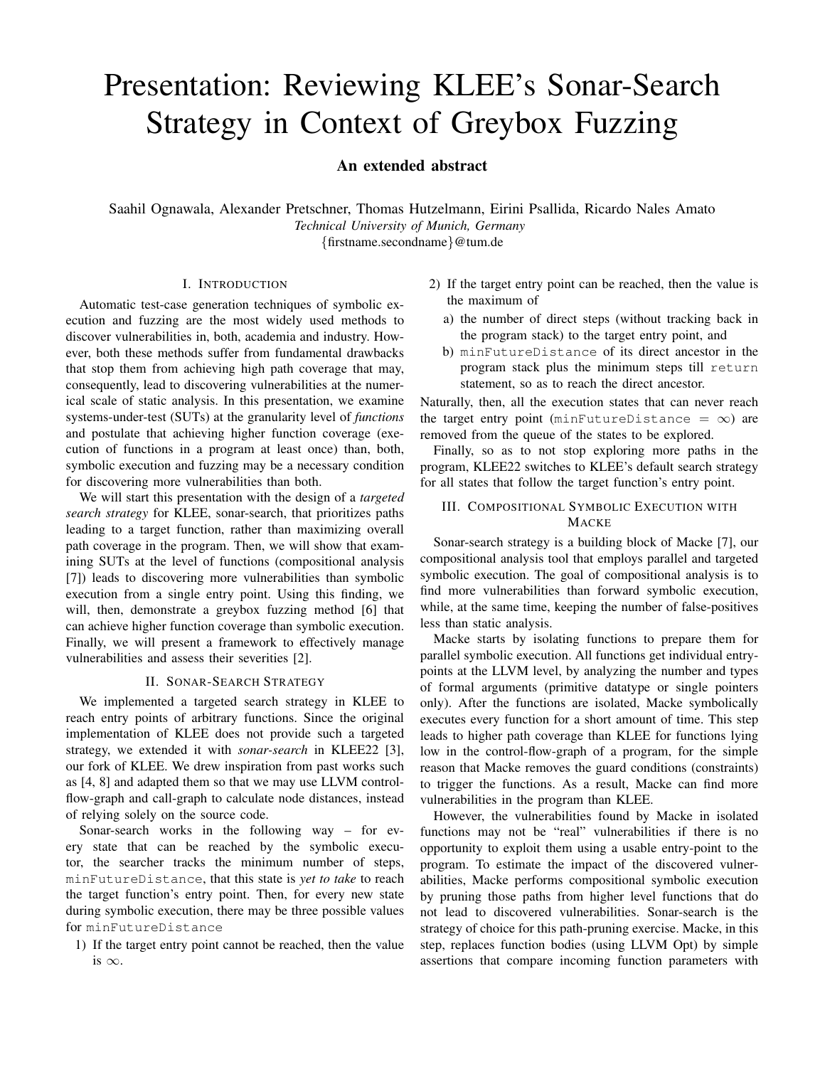# Presentation: Reviewing KLEE's Sonar-Search Strategy in Context of Greybox Fuzzing

**An extended abstract**

Saahil Ognawala, Alexander Pretschner, Thomas Hutzelmann, Eirini Psallida, Ricardo Nales Amato
*Technical University of Munich, Germany*
{firstname.secondname}@tum.de

## I. Introduction

Automatic test-case generation techniques of symbolic execution and fuzzing are the most widely used methods to discover vulnerabilities in, both, academia and industry. However, both these methods suffer from fundamental drawbacks that stop them from achieving high path coverage that may, consequently, lead to discovering vulnerabilities at the numerical scale of static analysis. In this presentation, we examine systems-under-test (SUTs) at the granularity level of *functions* and postulate that achieving higher function coverage (execution of functions in a program at least once) than, both, symbolic execution and fuzzing may be a necessary condition for discovering more vulnerabilities than both.

We will start this presentation with the design of a *targeted search strategy* for KLEE, sonar-search, that prioritizes paths leading to a target function, rather than maximizing overall path coverage in the program. Then, we will show that examining SUTs at the level of functions (compositional analysis [7]) leads to discovering more vulnerabilities than symbolic execution from a single entry point. Using this finding, we will, then, demonstrate a greybox fuzzing method [6] that can achieve higher function coverage than symbolic execution. Finally, we will present a framework to effectively manage vulnerabilities and assess their severities [2].

## II. Sonar-Search Strategy

We implemented a targeted search strategy in KLEE to reach entry points of arbitrary functions. Since the original implementation of KLEE does not provide such a targeted strategy, we extended it with *sonar-search* in KLEE22 [3], our fork of KLEE. We drew inspiration from past works such as [4, 8] and adapted them so that we may use LLVM control-flow-graph and call-graph to calculate node distances, instead of relying solely on the source code.

Sonar-search works in the following way – for every state that can be reached by the symbolic executor, the searcher tracks the minimum number of steps, `minFutureDistance`, that this state is *yet to take* to reach the target function's entry point. Then, for every new state during symbolic execution, there may be three possible values for `minFutureDistance`

1) If the target entry point cannot be reached, then the value is $\infty$.
2) If the target entry point can be reached, then the value is the maximum of
   a) the number of direct steps (without tracking back in the program stack) to the target entry point, and
   b) `minFutureDistance` of its direct ancestor in the program stack plus the minimum steps till `return` statement, so as to reach the direct ancestor.

Naturally, then, all the execution states that can never reach the target entry point (`minFutureDistance` $= \infty$) are removed from the queue of the states to be explored.

Finally, so as to not stop exploring more paths in the program, KLEE22 switches to KLEE's default search strategy for all states that follow the target function's entry point.

## III. Compositional Symbolic Execution with Macke

Sonar-search strategy is a building block of Macke [7], our compositional analysis tool that employs parallel and targeted symbolic execution. The goal of compositional analysis is to find more vulnerabilities than forward symbolic execution, while, at the same time, keeping the number of false-positives less than static analysis.

Macke starts by isolating functions to prepare them for parallel symbolic execution. All functions get individual entry-points at the LLVM level, by analyzing the number and types of formal arguments (primitive datatype or single pointers only). After the functions are isolated, Macke symbolically executes every function for a short amount of time. This step leads to higher path coverage than KLEE for functions lying low in the control-flow-graph of a program, for the simple reason that Macke removes the guard conditions (constraints) to trigger the functions. As a result, Macke can find more vulnerabilities in the program than KLEE.

However, the vulnerabilities found by Macke in isolated functions may not be "real" vulnerabilities if there is no opportunity to exploit them using a usable entry-point to the program. To estimate the impact of the discovered vulnerabilities, Macke performs compositional symbolic execution by pruning those paths from higher level functions that do not lead to discovered vulnerabilities. Sonar-search is the strategy of choice for this path-pruning exercise. Macke, in this step, replaces function bodies (using LLVM Opt) by simple assertions that compare incoming function parameters with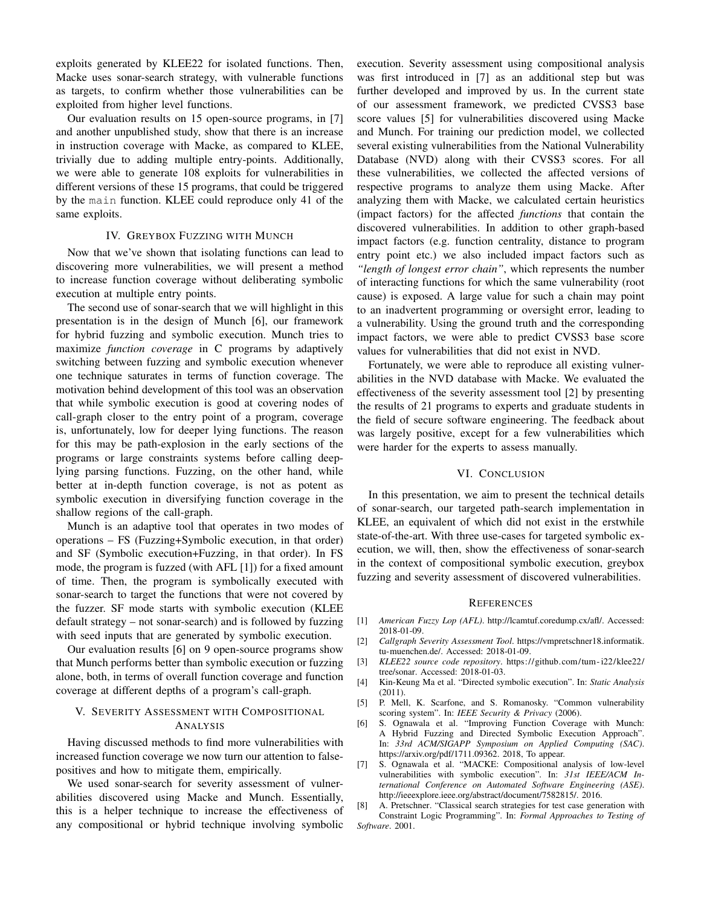exploits generated by KLEE22 for isolated functions. Then, Macke uses sonar-search strategy, with vulnerable functions as targets, to confirm whether those vulnerabilities can be exploited from higher level functions.

Our evaluation results on 15 open-source programs, in [7] and another unpublished study, show that there is an increase in instruction coverage with Macke, as compared to KLEE, trivially due to adding multiple entry-points. Additionally, we were able to generate 108 exploits for vulnerabilities in different versions of these 15 programs, that could be triggered by the `main` function. KLEE could reproduce only 41 of the same exploits.

## IV. Greybox Fuzzing with Munch

Now that we've shown that isolating functions can lead to discovering more vulnerabilities, we will present a method to increase function coverage without deliberating symbolic execution at multiple entry points.

The second use of sonar-search that we will highlight in this presentation is in the design of Munch [6], our framework for hybrid fuzzing and symbolic execution. Munch tries to maximize *function coverage* in C programs by adaptively switching between fuzzing and symbolic execution whenever one technique saturates in terms of function coverage. The motivation behind development of this tool was an observation that while symbolic execution is good at covering nodes of call-graph closer to the entry point of a program, coverage is, unfortunately, low for deeper lying functions. The reason for this may be path-explosion in the early sections of the programs or large constraints systems before calling deep-lying parsing functions. Fuzzing, on the other hand, while better at in-depth function coverage, is not as potent as symbolic execution in diversifying function coverage in the shallow regions of the call-graph.

Munch is an adaptive tool that operates in two modes of operations – FS (Fuzzing+Symbolic execution, in that order) and SF (Symbolic execution+Fuzzing, in that order). In FS mode, the program is fuzzed (with AFL [1]) for a fixed amount of time. Then, the program is symbolically executed with sonar-search to target the functions that were not covered by the fuzzer. SF mode starts with symbolic execution (KLEE default strategy – not sonar-search) and is followed by fuzzing with seed inputs that are generated by symbolic execution.

Our evaluation results [6] on 9 open-source programs show that Munch performs better than symbolic execution or fuzzing alone, both, in terms of overall function coverage and function coverage at different depths of a program's call-graph.

## V. Severity Assessment with Compositional Analysis

Having discussed methods to find more vulnerabilities with increased function coverage we now turn our attention to false-positives and how to mitigate them, empirically.

We used sonar-search for severity assessment of vulnerabilities discovered using Macke and Munch. Essentially, this is a helper technique to increase the effectiveness of any compositional or hybrid technique involving symbolic execution. Severity assessment using compositional analysis was first introduced in [7] as an additional step but was further developed and improved by us. In the current state of our assessment framework, we predicted CVSS3 base score values [5] for vulnerabilities discovered using Macke and Munch. For training our prediction model, we collected several existing vulnerabilities from the National Vulnerability Database (NVD) along with their CVSS3 scores. For all these vulnerabilities, we collected the affected versions of respective programs to analyze them using Macke. After analyzing them with Macke, we calculated certain heuristics (impact factors) for the affected *functions* that contain the discovered vulnerabilities. In addition to other graph-based impact factors (e.g. function centrality, distance to program entry point etc.) we also included impact factors such as *"length of longest error chain"*, which represents the number of interacting functions for which the same vulnerability (root cause) is exposed. A large value for such a chain may point to an inadvertent programming or oversight error, leading to a vulnerability. Using the ground truth and the corresponding impact factors, we were able to predict CVSS3 base score values for vulnerabilities that did not exist in NVD.

Fortunately, we were able to reproduce all existing vulnerabilities in the NVD database with Macke. We evaluated the effectiveness of the severity assessment tool [2] by presenting the results of 21 programs to experts and graduate students in the field of secure software engineering. The feedback about was largely positive, except for a few vulnerabilities which were harder for the experts to assess manually.

## VI. Conclusion

In this presentation, we aim to present the technical details of sonar-search, our targeted path-search implementation in KLEE, an equivalent of which did not exist in the erstwhile state-of-the-art. With three use-cases for targeted symbolic execution, we will, then, show the effectiveness of sonar-search in the context of compositional symbolic execution, greybox fuzzing and severity assessment of discovered vulnerabilities.

## References

[1] *American Fuzzy Lop (AFL)*. http://lcamtuf.coredump.cx/afl/. Accessed: 2018-01-09.

[2] *Callgraph Severity Assessment Tool*. https://vmpretschner18.informatik.tu-muenchen.de/. Accessed: 2018-01-09.

[3] *KLEE22 source code repository*. https://github.com/tum-i22/klee22/tree/sonar. Accessed: 2018-01-03.

[4] Kin-Keung Ma et al. "Directed symbolic execution". In: *Static Analysis* (2011).

[5] P. Mell, K. Scarfone, and S. Romanosky. "Common vulnerability scoring system". In: *IEEE Security & Privacy* (2006).

[6] S. Ognawala et al. "Improving Function Coverage with Munch: A Hybrid Fuzzing and Directed Symbolic Execution Approach". In: *33rd ACM/SIGAPP Symposium on Applied Computing (SAC)*. https://arxiv.org/pdf/1711.09362. 2018, To appear.

[7] S. Ognawala et al. "MACKE: Compositional analysis of low-level vulnerabilities with symbolic execution". In: *31st IEEE/ACM International Conference on Automated Software Engineering (ASE)*. http://ieeexplore.ieee.org/abstract/document/7582815/. 2016.

[8] A. Pretschner. "Classical search strategies for test case generation with Constraint Logic Programming". In: *Formal Approaches to Testing of Software*. 2001.